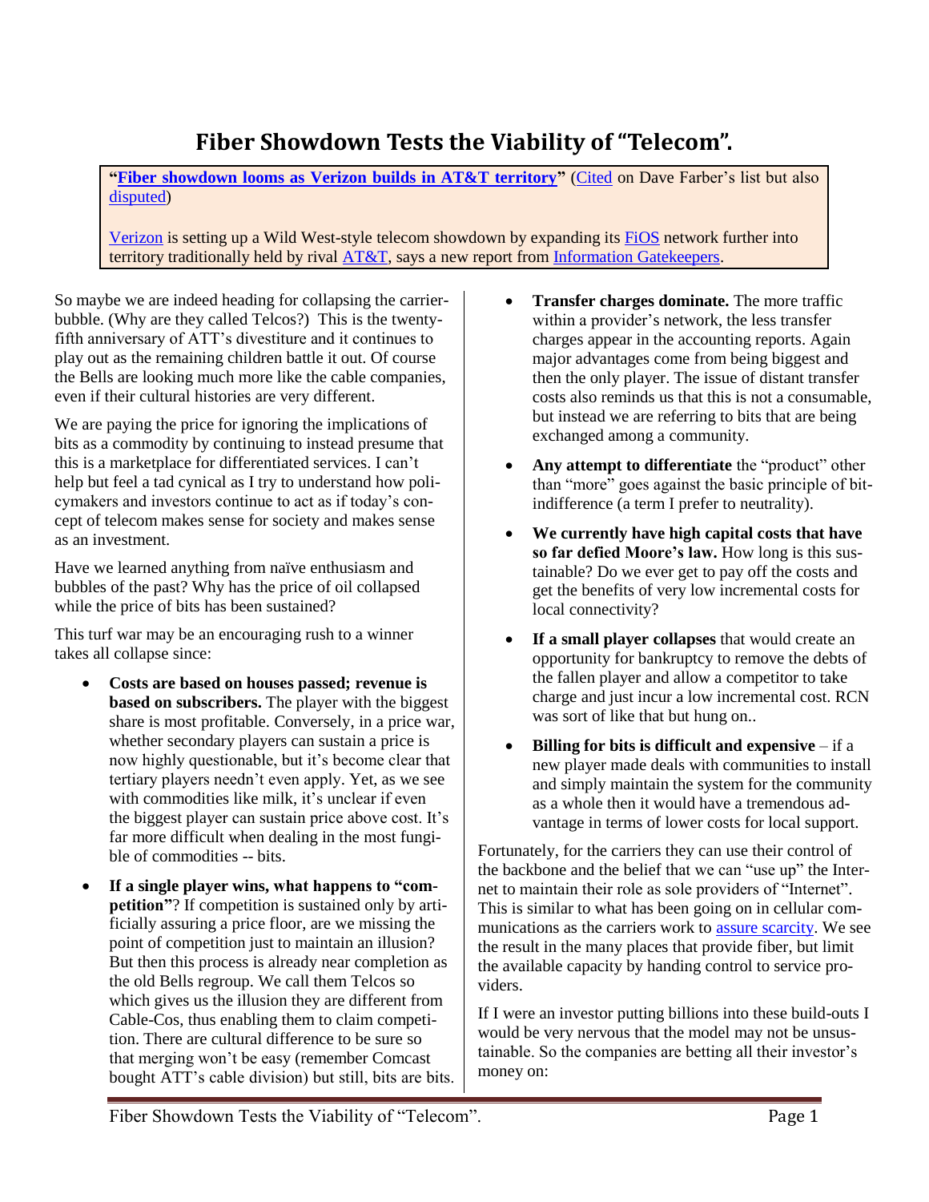# Fiber Showdown Tests the Viability of "Telecom".

**"Fiber showdown looms as Verizon builds in AT&T territory"** (Cited on Dave Farber's list but also disputed)

Verizon is setting up a Wild West-style telecom showdown by expanding its FiOS network further into territory traditionally held by rival AT&T, says a new report from Information Gatekeepers.

So maybe we are indeed heading for collapsing the carrier-bubble. (Why are they called Telcos?) This is the twenty-fifth anniversary of ATT's divestiture and it continues to play out as the remaining children battle it out. Of course the Bells are looking much more like the cable companies, even if their cultural histories are very different.

We are paying the price for ignoring the implications of bits as a commodity by continuing to instead presume that this is a marketplace for differentiated services. I can't help but feel a tad cynical as I try to understand how policymakers and investors continue to act as if today's concept of telecom makes sense for society and makes sense as an investment.

Have we learned anything from naïve enthusiasm and bubbles of the past? Why has the price of oil collapsed while the price of bits has been sustained?

This turf war may be an encouraging rush to a winner takes all collapse since:

- **Costs are based on houses passed; revenue is based on subscribers.** The player with the biggest share is most profitable. Conversely, in a price war, whether secondary players can sustain a price is now highly questionable, but it's become clear that tertiary players needn't even apply. Yet, as we see with commodities like milk, it's unclear if even the biggest player can sustain price above cost. It's far more difficult when dealing in the most fungible of commodities -- bits.
- **If a single player wins, what happens to "competition"**? If competition is sustained only by artificially assuring a price floor, are we missing the point of competition just to maintain an illusion? But then this process is already near completion as the old Bells regroup. We call them Telcos so which gives us the illusion they are different from Cable-Cos, thus enabling them to claim competition. There are cultural difference to be sure so that merging won't be easy (remember Comcast bought ATT's cable division) but still, bits are bits.
- **Transfer charges dominate.** The more traffic within a provider's network, the less transfer charges appear in the accounting reports. Again major advantages come from being biggest and then the only player. The issue of distant transfer costs also reminds us that this is not a consumable, but instead we are referring to bits that are being exchanged among a community.
- **Any attempt to differentiate** the "product" other than "more" goes against the basic principle of bit-indifference (a term I prefer to neutrality).
- **We currently have high capital costs that have so far defied Moore's law.** How long is this sustainable? Do we ever get to pay off the costs and get the benefits of very low incremental costs for local connectivity?
- **If a small player collapses** that would create an opportunity for bankruptcy to remove the debts of the fallen player and allow a competitor to take charge and just incur a low incremental cost. RCN was sort of like that but hung on..
- **Billing for bits is difficult and expensive** – if a new player made deals with communities to install and simply maintain the system for the community as a whole then it would have a tremendous advantage in terms of lower costs for local support.

Fortunately, for the carriers they can use their control of the backbone and the belief that we can "use up" the Internet to maintain their role as sole providers of "Internet". This is similar to what has been going on in cellular communications as the carriers work to assure scarcity. We see the result in the many places that provide fiber, but limit the available capacity by handing control to service providers.

If I were an investor putting billions into these build-outs I would be very nervous that the model may not be unsustainable. So the companies are betting all their investor's money on: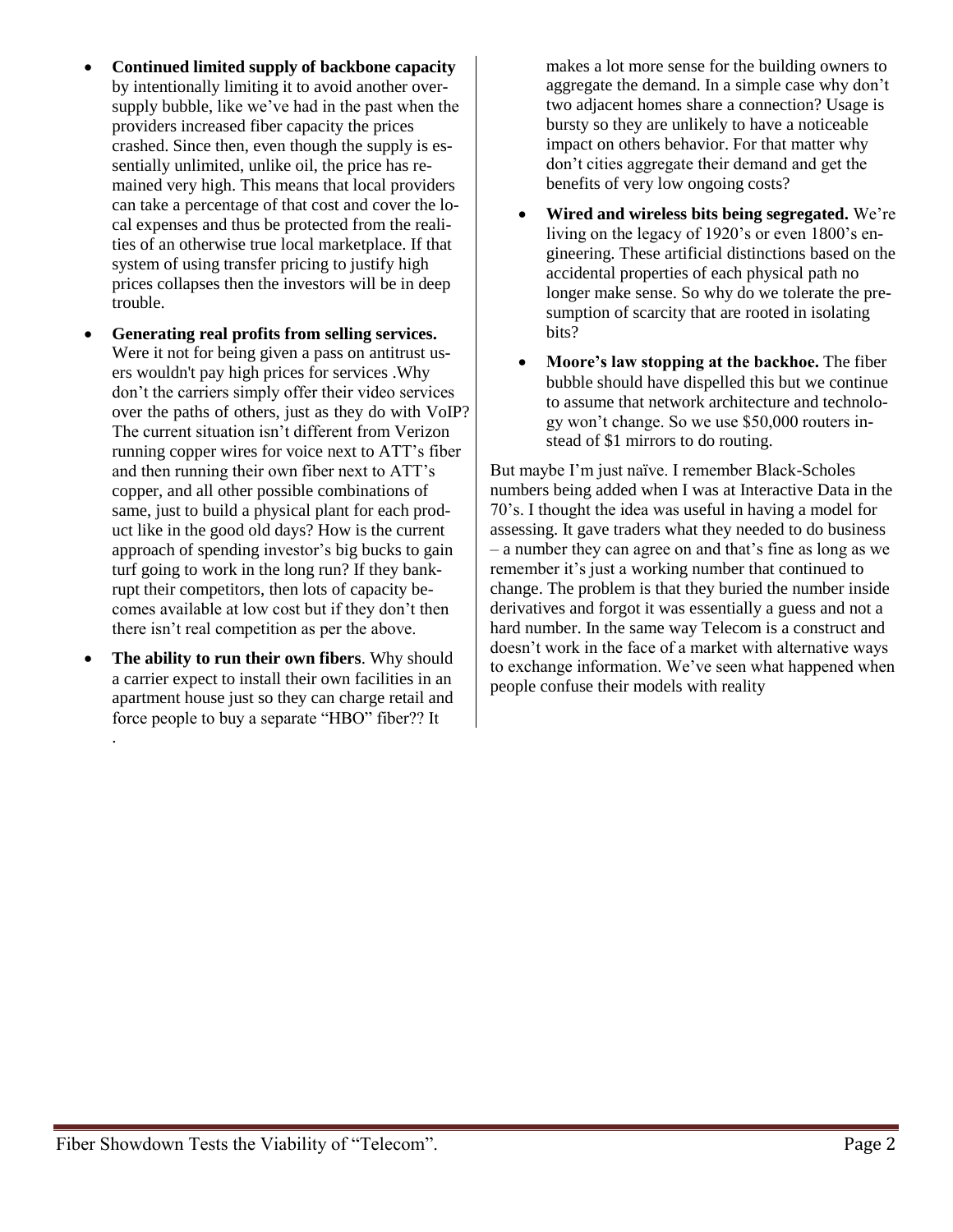- **Continued limited supply of backbone capacity** by intentionally limiting it to avoid another over-supply bubble, like we've had in the past when the providers increased fiber capacity the prices crashed. Since then, even though the supply is essentially unlimited, unlike oil, the price has remained very high. This means that local providers can take a percentage of that cost and cover the local expenses and thus be protected from the realities of an otherwise true local marketplace. If that system of using transfer pricing to justify high prices collapses then the investors will be in deep trouble.
- **Generating real profits from selling services.** Were it not for being given a pass on antitrust users wouldn't pay high prices for services .Why don't the carriers simply offer their video services over the paths of others, just as they do with VoIP? The current situation isn't different from Verizon running copper wires for voice next to ATT's fiber and then running their own fiber next to ATT's copper, and all other possible combinations of same, just to build a physical plant for each product like in the good old days? How is the current approach of spending investor's big bucks to gain turf going to work in the long run? If they bankrupt their competitors, then lots of capacity becomes available at low cost but if they don't then there isn't real competition as per the above.
- **The ability to run their own fibers**. Why should a carrier expect to install their own facilities in an apartment house just so they can charge retail and force people to buy a separate "HBO" fiber?? It makes a lot more sense for the building owners to aggregate the demand. In a simple case why don't two adjacent homes share a connection? Usage is bursty so they are unlikely to have a noticeable impact on others behavior. For that matter why don't cities aggregate their demand and get the benefits of very low ongoing costs?
- **Wired and wireless bits being segregated.** We're living on the legacy of 1920's or even 1800's engineering. These artificial distinctions based on the accidental properties of each physical path no longer make sense. So why do we tolerate the presumption of scarcity that are rooted in isolating bits?
- **Moore's law stopping at the backhoe.** The fiber bubble should have dispelled this but we continue to assume that network architecture and technology won't change. So we use $50,000 routers instead of $1 mirrors to do routing.

But maybe I'm just naïve. I remember Black-Scholes numbers being added when I was at Interactive Data in the 70's. I thought the idea was useful in having a model for assessing. It gave traders what they needed to do business – a number they can agree on and that's fine as long as we remember it's just a working number that continued to change. The problem is that they buried the number inside derivatives and forgot it was essentially a guess and not a hard number. In the same way Telecom is a construct and doesn't work in the face of a market with alternative ways to exchange information. We've seen what happened when people confuse their models with reality